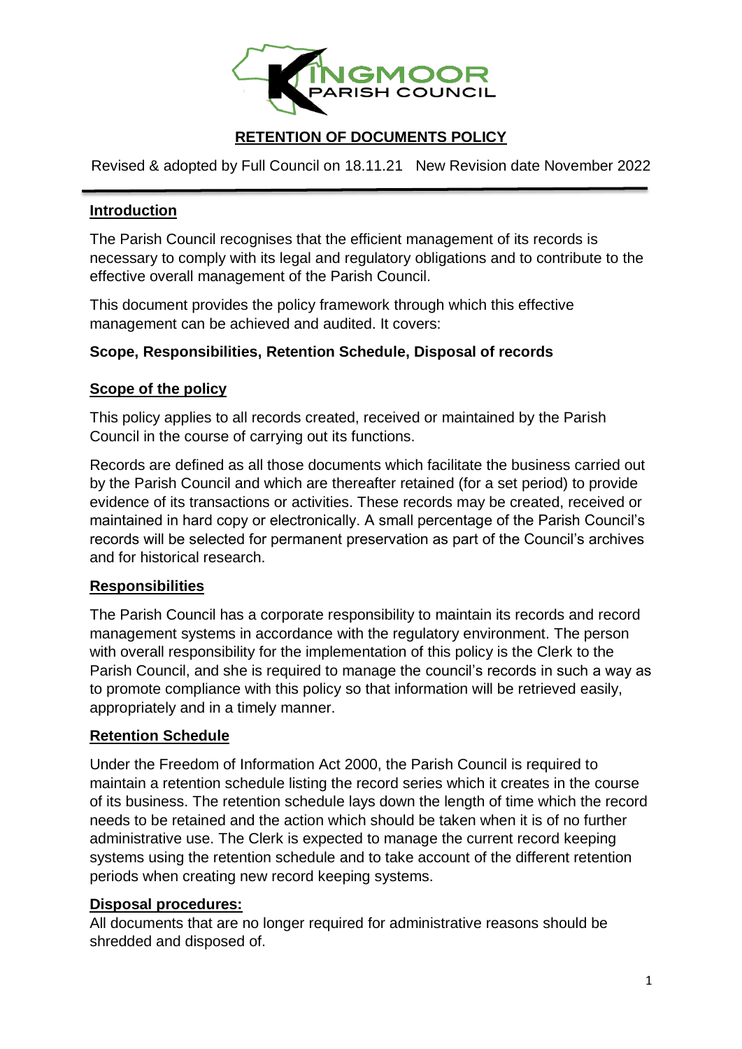KINGMOOR PARISH COUNCIL

# RETENTION OF DOCUMENTS POLICY

Revised & adopted by Full Council on 18.11.21 New Revision date November 2022

---

## Introduction

The Parish Council recognises that the efficient management of its records is necessary to comply with its legal and regulatory obligations and to contribute to the effective overall management of the Parish Council.

This document provides the policy framework through which this effective management can be achieved and audited. It covers:

**Scope, Responsibilities, Retention Schedule, Disposal of records**

## Scope of the policy

This policy applies to all records created, received or maintained by the Parish Council in the course of carrying out its functions.

Records are defined as all those documents which facilitate the business carried out by the Parish Council and which are thereafter retained (for a set period) to provide evidence of its transactions or activities. These records may be created, received or maintained in hard copy or electronically. A small percentage of the Parish Council's records will be selected for permanent preservation as part of the Council's archives and for historical research.

## Responsibilities

The Parish Council has a corporate responsibility to maintain its records and record management systems in accordance with the regulatory environment. The person with overall responsibility for the implementation of this policy is the Clerk to the Parish Council, and she is required to manage the council's records in such a way as to promote compliance with this policy so that information will be retrieved easily, appropriately and in a timely manner.

## Retention Schedule

Under the Freedom of Information Act 2000, the Parish Council is required to maintain a retention schedule listing the record series which it creates in the course of its business. The retention schedule lays down the length of time which the record needs to be retained and the action which should be taken when it is of no further administrative use. The Clerk is expected to manage the current record keeping systems using the retention schedule and to take account of the different retention periods when creating new record keeping systems.

## Disposal procedures:

All documents that are no longer required for administrative reasons should be shredded and disposed of.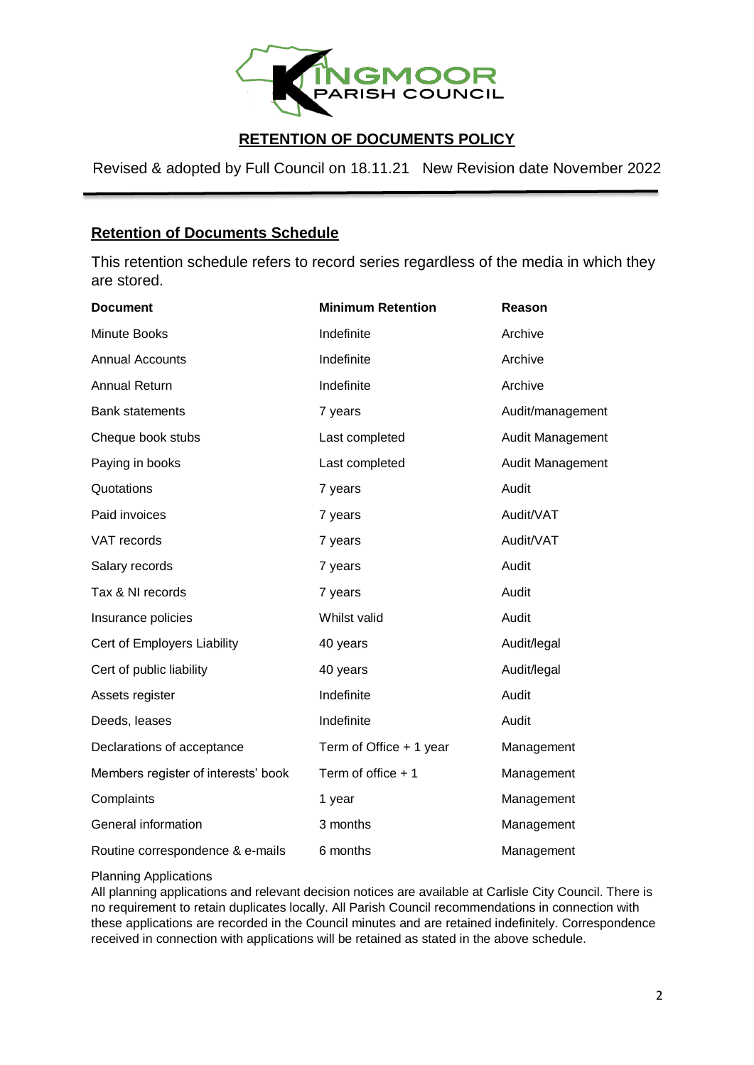KINGMOOR PARISH COUNCIL

## RETENTION OF DOCUMENTS POLICY

Revised & adopted by Full Council on 18.11.21 New Revision date November 2022

### Retention of Documents Schedule

This retention schedule refers to record series regardless of the media in which they are stored.

| Document | Minimum Retention | Reason |
|---|---|---|
| Minute Books | Indefinite | Archive |
| Annual Accounts | Indefinite | Archive |
| Annual Return | Indefinite | Archive |
| Bank statements | 7 years | Audit/management |
| Cheque book stubs | Last completed | Audit Management |
| Paying in books | Last completed | Audit Management |
| Quotations | 7 years | Audit |
| Paid invoices | 7 years | Audit/VAT |
| VAT records | 7 years | Audit/VAT |
| Salary records | 7 years | Audit |
| Tax & NI records | 7 years | Audit |
| Insurance policies | Whilst valid | Audit |
| Cert of Employers Liability | 40 years | Audit/legal |
| Cert of public liability | 40 years | Audit/legal |
| Assets register | Indefinite | Audit |
| Deeds, leases | Indefinite | Audit |
| Declarations of acceptance | Term of Office + 1 year | Management |
| Members register of interests' book | Term of office + 1 | Management |
| Complaints | 1 year | Management |
| General information | 3 months | Management |
| Routine correspondence & e-mails | 6 months | Management |

Planning Applications

All planning applications and relevant decision notices are available at Carlisle City Council. There is no requirement to retain duplicates locally. All Parish Council recommendations in connection with these applications are recorded in the Council minutes and are retained indefinitely. Correspondence received in connection with applications will be retained as stated in the above schedule.